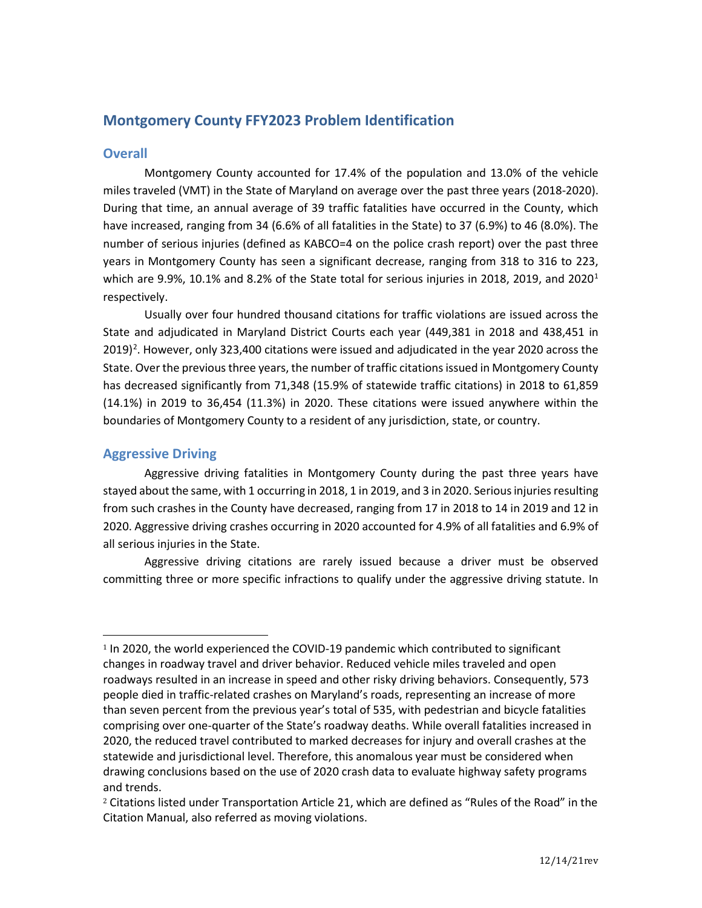# Montgomery County FFY2023 Problem Identification

## Overall

Montgomery County accounted for 17.4% of the population and 13.0% of the vehicle miles traveled (VMT) in the State of Maryland on average over the past three years (2018-2020). During that time, an annual average of 39 traffic fatalities have occurred in the County, which have increased, ranging from 34 (6.6% of all fatalities in the State) to 37 (6.9%) to 46 (8.0%). The number of serious injuries (defined as KABCO=4 on the police crash report) over the past three years in Montgomery County has seen a significant decrease, ranging from 318 to 316 to 223, which are 9.9%, 10.1% and 8.2% of the State total for serious injuries in 2018, 2019, and 2020[1] respectively.

Usually over four hundred thousand citations for traffic violations are issued across the State and adjudicated in Maryland District Courts each year (449,381 in 2018 and 438,451 in 2019)[2]. However, only 323,400 citations were issued and adjudicated in the year 2020 across the State. Over the previous three years, the number of traffic citations issued in Montgomery County has decreased significantly from 71,348 (15.9% of statewide traffic citations) in 2018 to 61,859 (14.1%) in 2019 to 36,454 (11.3%) in 2020. These citations were issued anywhere within the boundaries of Montgomery County to a resident of any jurisdiction, state, or country.

## Aggressive Driving

Aggressive driving fatalities in Montgomery County during the past three years have stayed about the same, with 1 occurring in 2018, 1 in 2019, and 3 in 2020. Serious injuries resulting from such crashes in the County have decreased, ranging from 17 in 2018 to 14 in 2019 and 12 in 2020. Aggressive driving crashes occurring in 2020 accounted for 4.9% of all fatalities and 6.9% of all serious injuries in the State.

Aggressive driving citations are rarely issued because a driver must be observed committing three or more specific infractions to qualify under the aggressive driving statute. In

---

[1] In 2020, the world experienced the COVID-19 pandemic which contributed to significant changes in roadway travel and driver behavior. Reduced vehicle miles traveled and open roadways resulted in an increase in speed and other risky driving behaviors. Consequently, 573 people died in traffic-related crashes on Maryland's roads, representing an increase of more than seven percent from the previous year's total of 535, with pedestrian and bicycle fatalities comprising over one-quarter of the State's roadway deaths. While overall fatalities increased in 2020, the reduced travel contributed to marked decreases for injury and overall crashes at the statewide and jurisdictional level. Therefore, this anomalous year must be considered when drawing conclusions based on the use of 2020 crash data to evaluate highway safety programs and trends.

[2] Citations listed under Transportation Article 21, which are defined as "Rules of the Road" in the Citation Manual, also referred as moving violations.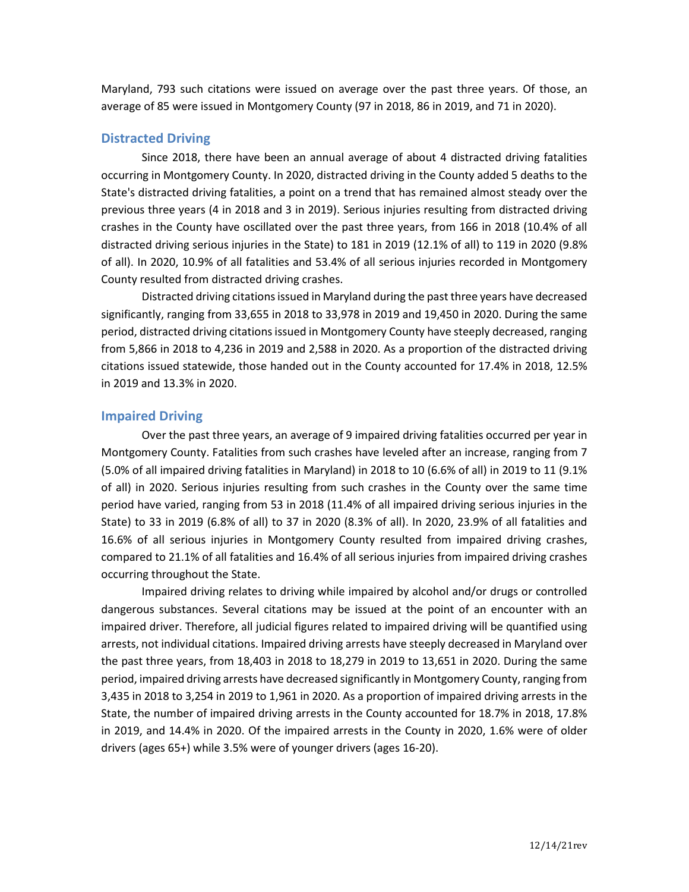Maryland, 793 such citations were issued on average over the past three years. Of those, an average of 85 were issued in Montgomery County (97 in 2018, 86 in 2019, and 71 in 2020).

## Distracted Driving

Since 2018, there have been an annual average of about 4 distracted driving fatalities occurring in Montgomery County. In 2020, distracted driving in the County added 5 deaths to the State's distracted driving fatalities, a point on a trend that has remained almost steady over the previous three years (4 in 2018 and 3 in 2019). Serious injuries resulting from distracted driving crashes in the County have oscillated over the past three years, from 166 in 2018 (10.4% of all distracted driving serious injuries in the State) to 181 in 2019 (12.1% of all) to 119 in 2020 (9.8% of all). In 2020, 10.9% of all fatalities and 53.4% of all serious injuries recorded in Montgomery County resulted from distracted driving crashes.

Distracted driving citations issued in Maryland during the past three years have decreased significantly, ranging from 33,655 in 2018 to 33,978 in 2019 and 19,450 in 2020. During the same period, distracted driving citations issued in Montgomery County have steeply decreased, ranging from 5,866 in 2018 to 4,236 in 2019 and 2,588 in 2020. As a proportion of the distracted driving citations issued statewide, those handed out in the County accounted for 17.4% in 2018, 12.5% in 2019 and 13.3% in 2020.

## Impaired Driving

Over the past three years, an average of 9 impaired driving fatalities occurred per year in Montgomery County. Fatalities from such crashes have leveled after an increase, ranging from 7 (5.0% of all impaired driving fatalities in Maryland) in 2018 to 10 (6.6% of all) in 2019 to 11 (9.1% of all) in 2020. Serious injuries resulting from such crashes in the County over the same time period have varied, ranging from 53 in 2018 (11.4% of all impaired driving serious injuries in the State) to 33 in 2019 (6.8% of all) to 37 in 2020 (8.3% of all). In 2020, 23.9% of all fatalities and 16.6% of all serious injuries in Montgomery County resulted from impaired driving crashes, compared to 21.1% of all fatalities and 16.4% of all serious injuries from impaired driving crashes occurring throughout the State.

Impaired driving relates to driving while impaired by alcohol and/or drugs or controlled dangerous substances. Several citations may be issued at the point of an encounter with an impaired driver. Therefore, all judicial figures related to impaired driving will be quantified using arrests, not individual citations. Impaired driving arrests have steeply decreased in Maryland over the past three years, from 18,403 in 2018 to 18,279 in 2019 to 13,651 in 2020. During the same period, impaired driving arrests have decreased significantly in Montgomery County, ranging from 3,435 in 2018 to 3,254 in 2019 to 1,961 in 2020. As a proportion of impaired driving arrests in the State, the number of impaired driving arrests in the County accounted for 18.7% in 2018, 17.8% in 2019, and 14.4% in 2020. Of the impaired arrests in the County in 2020, 1.6% were of older drivers (ages 65+) while 3.5% were of younger drivers (ages 16-20).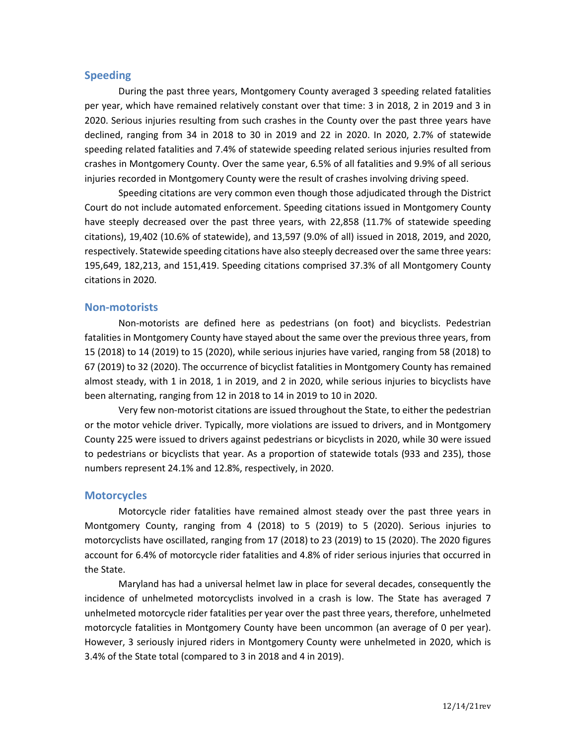## Speeding

During the past three years, Montgomery County averaged 3 speeding related fatalities per year, which have remained relatively constant over that time: 3 in 2018, 2 in 2019 and 3 in 2020. Serious injuries resulting from such crashes in the County over the past three years have declined, ranging from 34 in 2018 to 30 in 2019 and 22 in 2020. In 2020, 2.7% of statewide speeding related fatalities and 7.4% of statewide speeding related serious injuries resulted from crashes in Montgomery County. Over the same year, 6.5% of all fatalities and 9.9% of all serious injuries recorded in Montgomery County were the result of crashes involving driving speed.

Speeding citations are very common even though those adjudicated through the District Court do not include automated enforcement. Speeding citations issued in Montgomery County have steeply decreased over the past three years, with 22,858 (11.7% of statewide speeding citations), 19,402 (10.6% of statewide), and 13,597 (9.0% of all) issued in 2018, 2019, and 2020, respectively. Statewide speeding citations have also steeply decreased over the same three years: 195,649, 182,213, and 151,419. Speeding citations comprised 37.3% of all Montgomery County citations in 2020.

## Non-motorists

Non-motorists are defined here as pedestrians (on foot) and bicyclists. Pedestrian fatalities in Montgomery County have stayed about the same over the previous three years, from 15 (2018) to 14 (2019) to 15 (2020), while serious injuries have varied, ranging from 58 (2018) to 67 (2019) to 32 (2020). The occurrence of bicyclist fatalities in Montgomery County has remained almost steady, with 1 in 2018, 1 in 2019, and 2 in 2020, while serious injuries to bicyclists have been alternating, ranging from 12 in 2018 to 14 in 2019 to 10 in 2020.

Very few non-motorist citations are issued throughout the State, to either the pedestrian or the motor vehicle driver. Typically, more violations are issued to drivers, and in Montgomery County 225 were issued to drivers against pedestrians or bicyclists in 2020, while 30 were issued to pedestrians or bicyclists that year. As a proportion of statewide totals (933 and 235), those numbers represent 24.1% and 12.8%, respectively, in 2020.

## Motorcycles

Motorcycle rider fatalities have remained almost steady over the past three years in Montgomery County, ranging from 4 (2018) to 5 (2019) to 5 (2020). Serious injuries to motorcyclists have oscillated, ranging from 17 (2018) to 23 (2019) to 15 (2020). The 2020 figures account for 6.4% of motorcycle rider fatalities and 4.8% of rider serious injuries that occurred in the State.

Maryland has had a universal helmet law in place for several decades, consequently the incidence of unhelmeted motorcyclists involved in a crash is low. The State has averaged 7 unhelmeted motorcycle rider fatalities per year over the past three years, therefore, unhelmeted motorcycle fatalities in Montgomery County have been uncommon (an average of 0 per year). However, 3 seriously injured riders in Montgomery County were unhelmeted in 2020, which is 3.4% of the State total (compared to 3 in 2018 and 4 in 2019).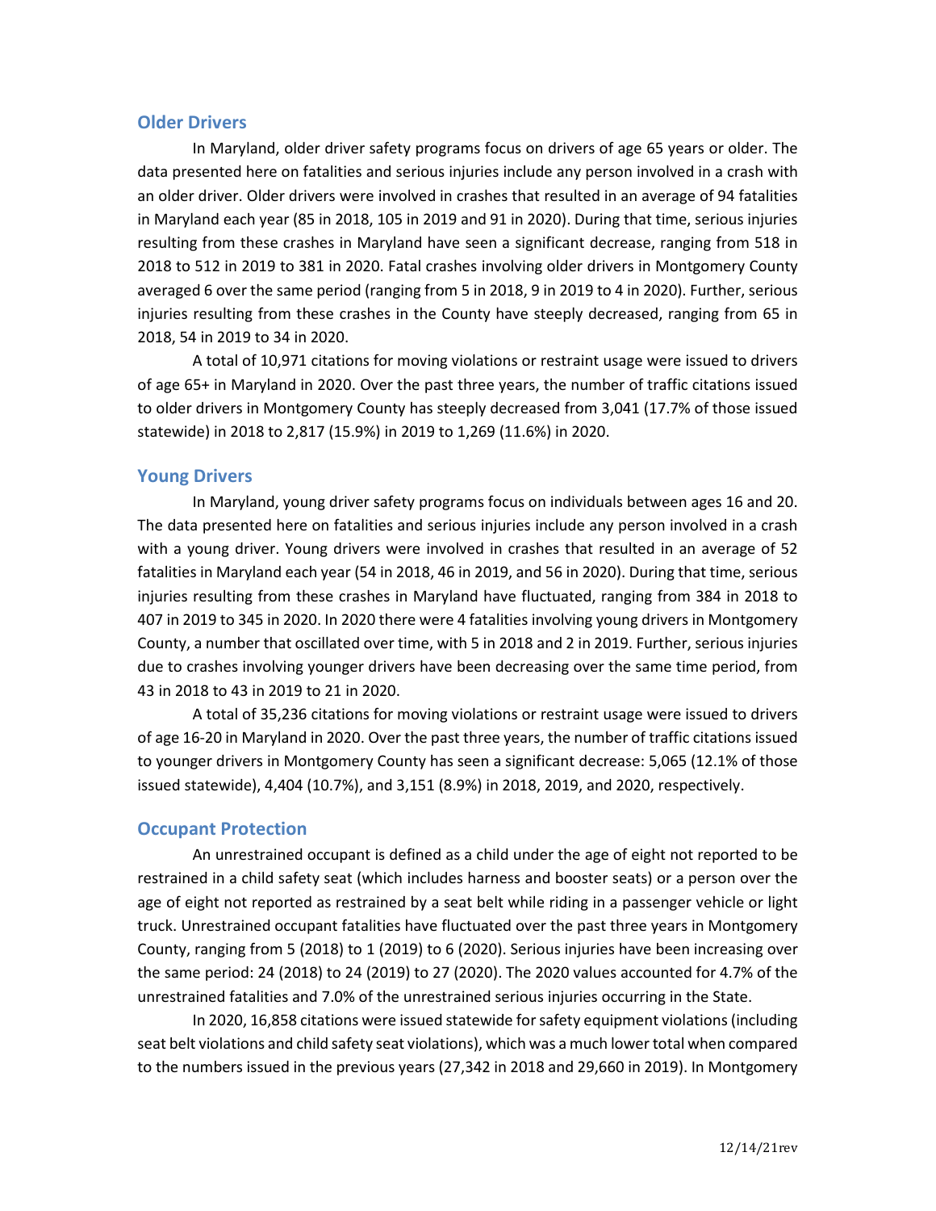## Older Drivers

In Maryland, older driver safety programs focus on drivers of age 65 years or older. The data presented here on fatalities and serious injuries include any person involved in a crash with an older driver. Older drivers were involved in crashes that resulted in an average of 94 fatalities in Maryland each year (85 in 2018, 105 in 2019 and 91 in 2020). During that time, serious injuries resulting from these crashes in Maryland have seen a significant decrease, ranging from 518 in 2018 to 512 in 2019 to 381 in 2020. Fatal crashes involving older drivers in Montgomery County averaged 6 over the same period (ranging from 5 in 2018, 9 in 2019 to 4 in 2020). Further, serious injuries resulting from these crashes in the County have steeply decreased, ranging from 65 in 2018, 54 in 2019 to 34 in 2020.

A total of 10,971 citations for moving violations or restraint usage were issued to drivers of age 65+ in Maryland in 2020. Over the past three years, the number of traffic citations issued to older drivers in Montgomery County has steeply decreased from 3,041 (17.7% of those issued statewide) in 2018 to 2,817 (15.9%) in 2019 to 1,269 (11.6%) in 2020.

## Young Drivers

In Maryland, young driver safety programs focus on individuals between ages 16 and 20. The data presented here on fatalities and serious injuries include any person involved in a crash with a young driver. Young drivers were involved in crashes that resulted in an average of 52 fatalities in Maryland each year (54 in 2018, 46 in 2019, and 56 in 2020). During that time, serious injuries resulting from these crashes in Maryland have fluctuated, ranging from 384 in 2018 to 407 in 2019 to 345 in 2020. In 2020 there were 4 fatalities involving young drivers in Montgomery County, a number that oscillated over time, with 5 in 2018 and 2 in 2019. Further, serious injuries due to crashes involving younger drivers have been decreasing over the same time period, from 43 in 2018 to 43 in 2019 to 21 in 2020.

A total of 35,236 citations for moving violations or restraint usage were issued to drivers of age 16-20 in Maryland in 2020. Over the past three years, the number of traffic citations issued to younger drivers in Montgomery County has seen a significant decrease: 5,065 (12.1% of those issued statewide), 4,404 (10.7%), and 3,151 (8.9%) in 2018, 2019, and 2020, respectively.

## Occupant Protection

An unrestrained occupant is defined as a child under the age of eight not reported to be restrained in a child safety seat (which includes harness and booster seats) or a person over the age of eight not reported as restrained by a seat belt while riding in a passenger vehicle or light truck. Unrestrained occupant fatalities have fluctuated over the past three years in Montgomery County, ranging from 5 (2018) to 1 (2019) to 6 (2020). Serious injuries have been increasing over the same period: 24 (2018) to 24 (2019) to 27 (2020). The 2020 values accounted for 4.7% of the unrestrained fatalities and 7.0% of the unrestrained serious injuries occurring in the State.

In 2020, 16,858 citations were issued statewide for safety equipment violations (including seat belt violations and child safety seat violations), which was a much lower total when compared to the numbers issued in the previous years (27,342 in 2018 and 29,660 in 2019). In Montgomery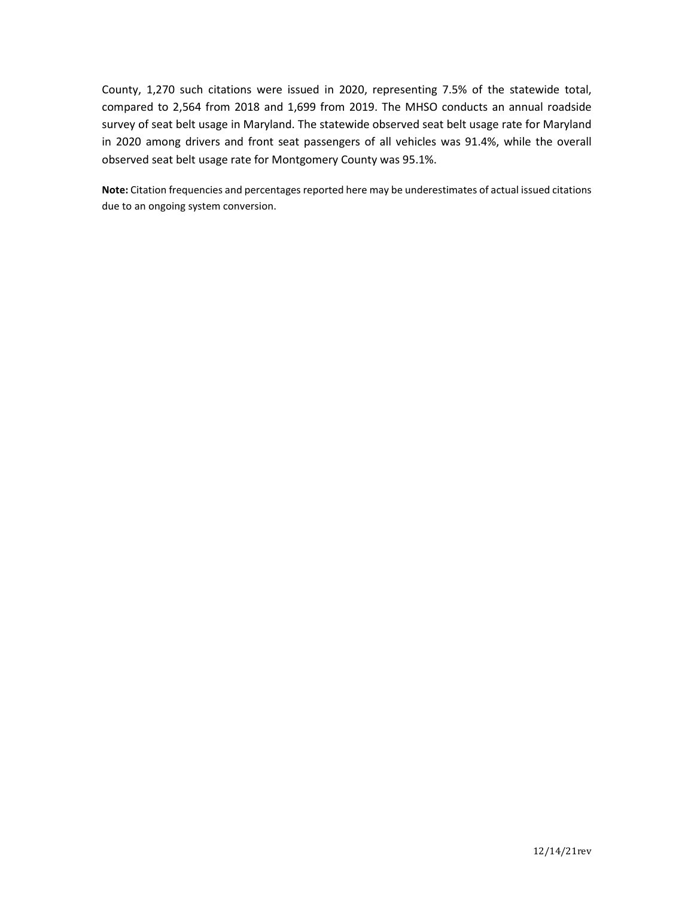County, 1,270 such citations were issued in 2020, representing 7.5% of the statewide total, compared to 2,564 from 2018 and 1,699 from 2019. The MHSO conducts an annual roadside survey of seat belt usage in Maryland. The statewide observed seat belt usage rate for Maryland in 2020 among drivers and front seat passengers of all vehicles was 91.4%, while the overall observed seat belt usage rate for Montgomery County was 95.1%.

**Note:** Citation frequencies and percentages reported here may be underestimates of actual issued citations due to an ongoing system conversion.

12/14/21rev